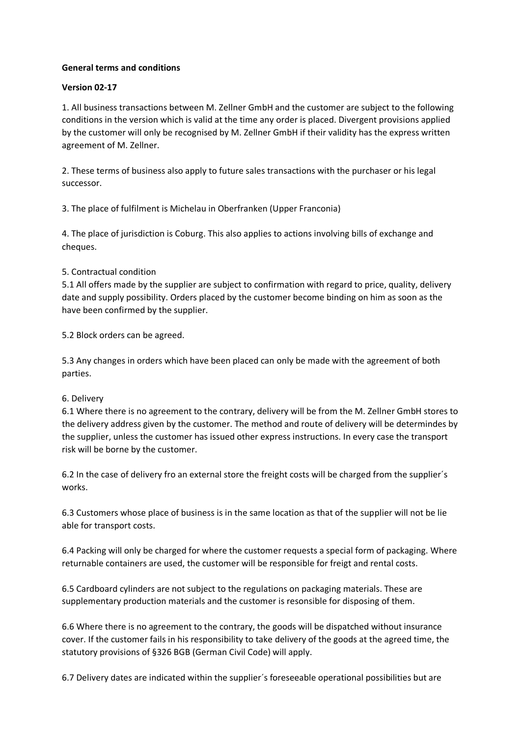**General terms and conditions**

**Version 02-17**

1. All business transactions between M. Zellner GmbH and the customer are subject to the following conditions in the version which is valid at the time any order is placed. Divergent provisions applied by the customer will only be recognised by M. Zellner GmbH if their validity has the express written agreement of M. Zellner.

2. These terms of business also apply to future sales transactions with the purchaser or his legal successor.

3. The place of fulfilment is Michelau in Oberfranken (Upper Franconia)

4. The place of jurisdiction is Coburg. This also applies to actions involving bills of exchange and cheques.

5. Contractual condition

5.1 All offers made by the supplier are subject to confirmation with regard to price, quality, delivery date and supply possibility. Orders placed by the customer become binding on him as soon as the have been confirmed by the supplier.

5.2 Block orders can be agreed.

5.3 Any changes in orders which have been placed can only be made with the agreement of both parties.

6. Delivery

6.1 Where there is no agreement to the contrary, delivery will be from the M. Zellner GmbH stores to the delivery address given by the customer. The method and route of delivery will be determindes by the supplier, unless the customer has issued other express instructions. In every case the transport risk will be borne by the customer.

6.2 In the case of delivery fro an external store the freight costs will be charged from the supplier´s works.

6.3 Customers whose place of business is in the same location as that of the supplier will not be lie able for transport costs.

6.4 Packing will only be charged for where the customer requests a special form of packaging. Where returnable containers are used, the customer will be responsible for freigt and rental costs.

6.5 Cardboard cylinders are not subject to the regulations on packaging materials. These are supplementary production materials and the customer is resonsible for disposing of them.

6.6 Where there is no agreement to the contrary, the goods will be dispatched without insurance cover. If the customer fails in his responsibility to take delivery of the goods at the agreed time, the statutory provisions of §326 BGB (German Civil Code) will apply.

6.7 Delivery dates are indicated within the supplier´s foreseeable operational possibilities but are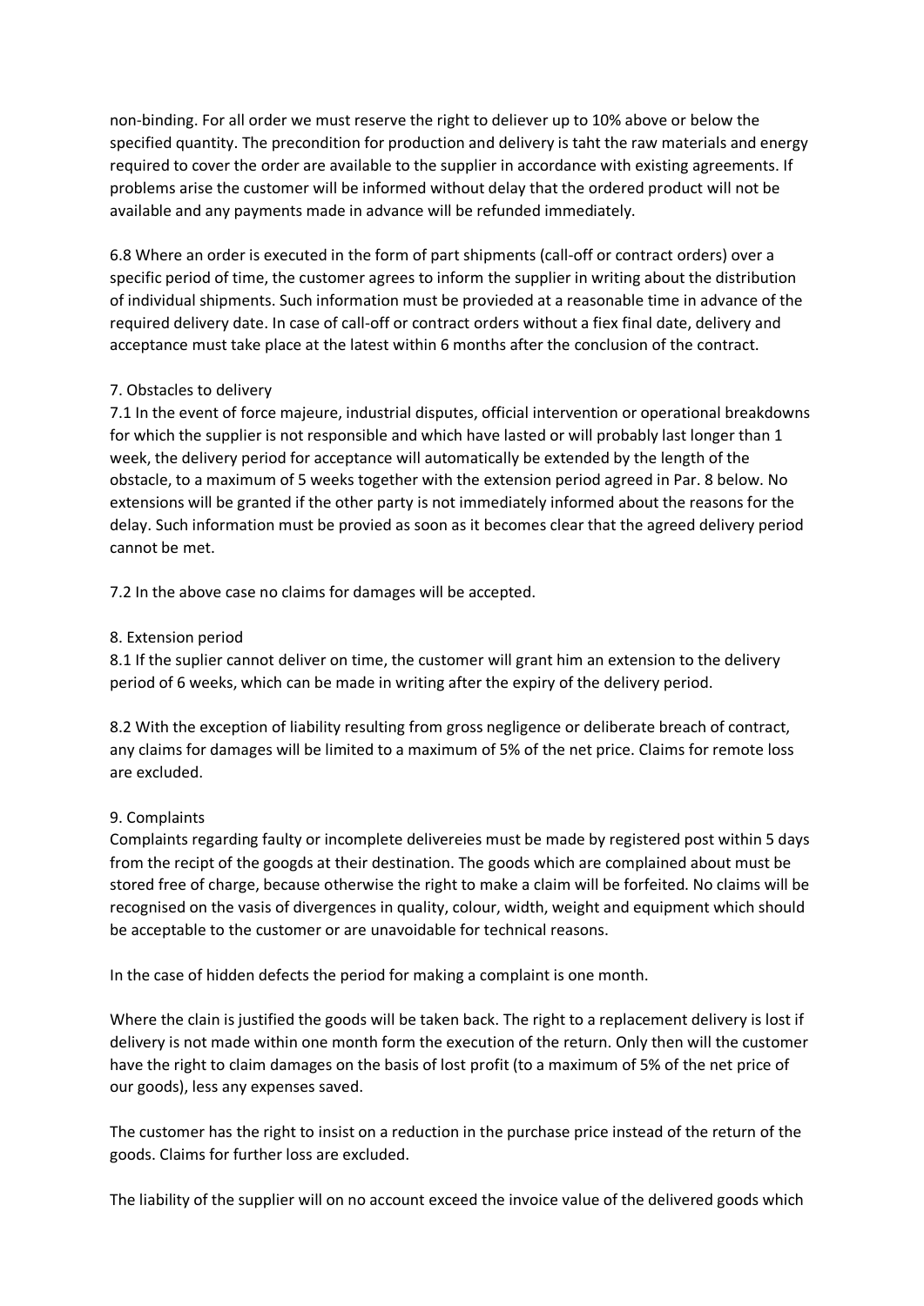non-binding. For all order we must reserve the right to deliever up to 10% above or below the specified quantity. The precondition for production and delivery is taht the raw materials and energy required to cover the order are available to the supplier in accordance with existing agreements. If problems arise the customer will be informed without delay that the ordered product will not be available and any payments made in advance will be refunded immediately.

6.8 Where an order is executed in the form of part shipments (call-off or contract orders) over a specific period of time, the customer agrees to inform the supplier in writing about the distribution of individual shipments. Such information must be provieded at a reasonable time in advance of the required delivery date. In case of call-off or contract orders without a fiex final date, delivery and acceptance must take place at the latest within 6 months after the conclusion of the contract.

7. Obstacles to delivery

7.1 In the event of force majeure, industrial disputes, official intervention or operational breakdowns for which the supplier is not responsible and which have lasted or will probably last longer than 1 week, the delivery period for acceptance will automatically be extended by the length of the obstacle, to a maximum of 5 weeks together with the extension period agreed in Par. 8 below. No extensions will be granted if the other party is not immediately informed about the reasons for the delay. Such information must be provied as soon as it becomes clear that the agreed delivery period cannot be met.

7.2 In the above case no claims for damages will be accepted.

8. Extension period

8.1 If the suplier cannot deliver on time, the customer will grant him an extension to the delivery period of 6 weeks, which can be made in writing after the expiry of the delivery period.

8.2 With the exception of liability resulting from gross negligence or deliberate breach of contract, any claims for damages will be limited to a maximum of 5% of the net price. Claims for remote loss are excluded.

9. Complaints

Complaints regarding faulty or incomplete delivereies must be made by registered post within 5 days from the recipt of the googds at their destination. The goods which are complained about must be stored free of charge, because otherwise the right to make a claim will be forfeited. No claims will be recognised on the vasis of divergences in quality, colour, width, weight and equipment which should be acceptable to the customer or are unavoidable for technical reasons.

In the case of hidden defects the period for making a complaint is one month.

Where the clain is justified the goods will be taken back. The right to a replacement delivery is lost if delivery is not made within one month form the execution of the return. Only then will the customer have the right to claim damages on the basis of lost profit (to a maximum of 5% of the net price of our goods), less any expenses saved.

The customer has the right to insist on a reduction in the purchase price instead of the return of the goods. Claims for further loss are excluded.

The liability of the supplier will on no account exceed the invoice value of the delivered goods which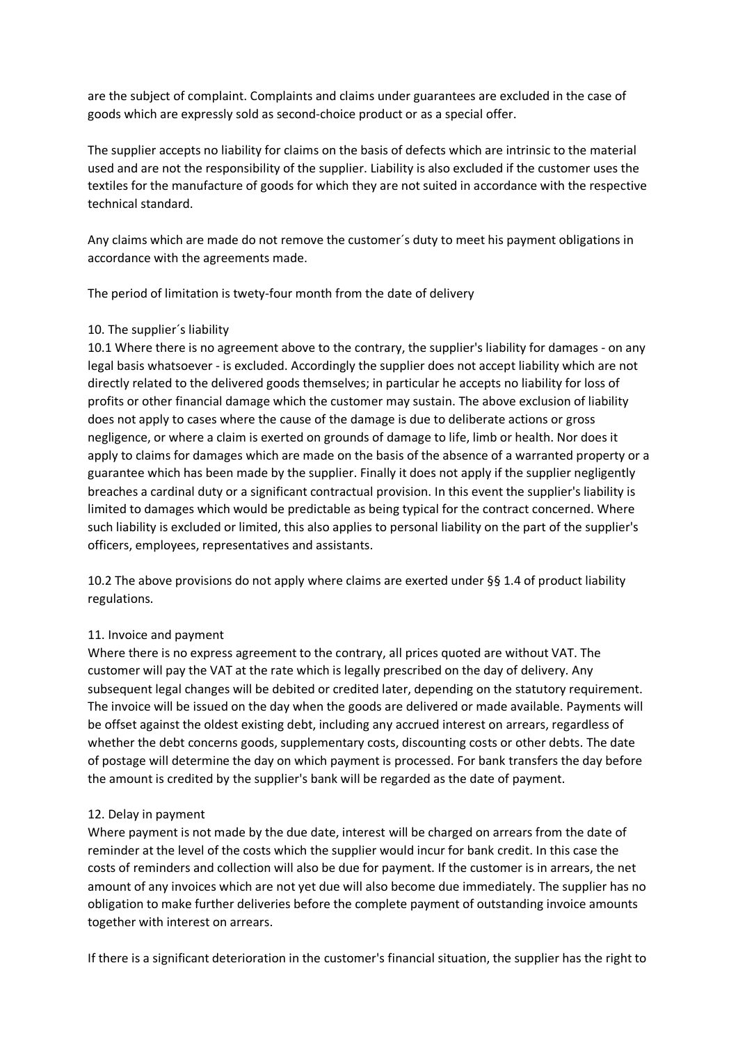are the subject of complaint. Complaints and claims under guarantees are excluded in the case of goods which are expressly sold as second-choice product or as a special offer.

The supplier accepts no liability for claims on the basis of defects which are intrinsic to the material used and are not the responsibility of the supplier. Liability is also excluded if the customer uses the textiles for the manufacture of goods for which they are not suited in accordance with the respective technical standard.

Any claims which are made do not remove the customer´s duty to meet his payment obligations in accordance with the agreements made.

The period of limitation is twety-four month from the date of delivery

10. The supplier´s liability

10.1 Where there is no agreement above to the contrary, the supplier's liability for damages - on any legal basis whatsoever - is excluded. Accordingly the supplier does not accept liability which are not directly related to the delivered goods themselves; in particular he accepts no liability for loss of profits or other financial damage which the customer may sustain. The above exclusion of liability does not apply to cases where the cause of the damage is due to deliberate actions or gross negligence, or where a claim is exerted on grounds of damage to life, limb or health. Nor does it apply to claims for damages which are made on the basis of the absence of a warranted property or a guarantee which has been made by the supplier. Finally it does not apply if the supplier negligently breaches a cardinal duty or a significant contractual provision. In this event the supplier's liability is limited to damages which would be predictable as being typical for the contract concerned. Where such liability is excluded or limited, this also applies to personal liability on the part of the supplier's officers, employees, representatives and assistants.

10.2 The above provisions do not apply where claims are exerted under §§ 1.4 of product liability regulations.

11. Invoice and payment

Where there is no express agreement to the contrary, all prices quoted are without VAT. The customer will pay the VAT at the rate which is legally prescribed on the day of delivery. Any subsequent legal changes will be debited or credited later, depending on the statutory requirement. The invoice will be issued on the day when the goods are delivered or made available. Payments will be offset against the oldest existing debt, including any accrued interest on arrears, regardless of whether the debt concerns goods, supplementary costs, discounting costs or other debts. The date of postage will determine the day on which payment is processed. For bank transfers the day before the amount is credited by the supplier's bank will be regarded as the date of payment.

12. Delay in payment

Where payment is not made by the due date, interest will be charged on arrears from the date of reminder at the level of the costs which the supplier would incur for bank credit. In this case the costs of reminders and collection will also be due for payment. If the customer is in arrears, the net amount of any invoices which are not yet due will also become due immediately. The supplier has no obligation to make further deliveries before the complete payment of outstanding invoice amounts together with interest on arrears.

If there is a significant deterioration in the customer's financial situation, the supplier has the right to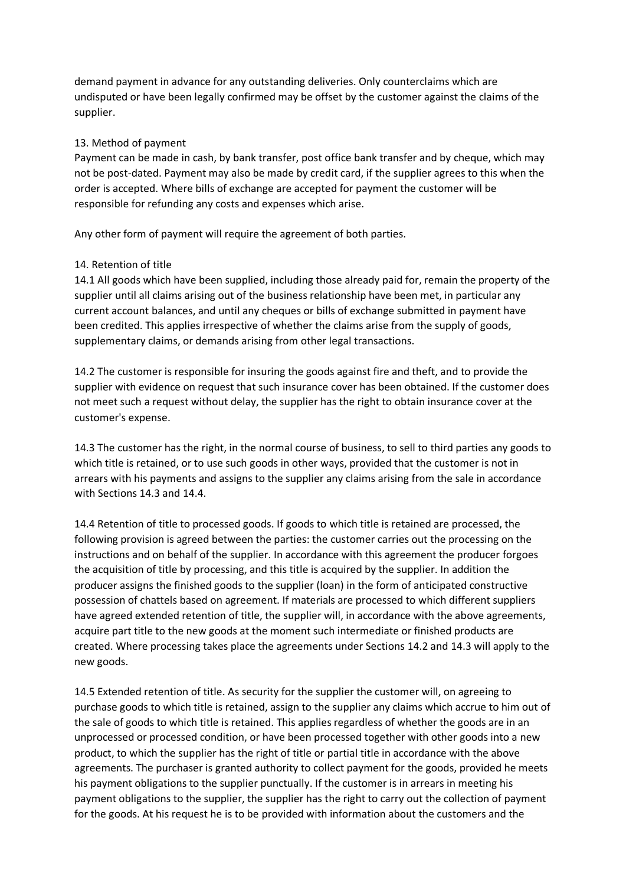demand payment in advance for any outstanding deliveries. Only counterclaims which are undisputed or have been legally confirmed may be offset by the customer against the claims of the supplier.

13. Method of payment

Payment can be made in cash, by bank transfer, post office bank transfer and by cheque, which may not be post-dated. Payment may also be made by credit card, if the supplier agrees to this when the order is accepted. Where bills of exchange are accepted for payment the customer will be responsible for refunding any costs and expenses which arise.

Any other form of payment will require the agreement of both parties.

14. Retention of title

14.1 All goods which have been supplied, including those already paid for, remain the property of the supplier until all claims arising out of the business relationship have been met, in particular any current account balances, and until any cheques or bills of exchange submitted in payment have been credited. This applies irrespective of whether the claims arise from the supply of goods, supplementary claims, or demands arising from other legal transactions.

14.2 The customer is responsible for insuring the goods against fire and theft, and to provide the supplier with evidence on request that such insurance cover has been obtained. If the customer does not meet such a request without delay, the supplier has the right to obtain insurance cover at the customer's expense.

14.3 The customer has the right, in the normal course of business, to sell to third parties any goods to which title is retained, or to use such goods in other ways, provided that the customer is not in arrears with his payments and assigns to the supplier any claims arising from the sale in accordance with Sections 14.3 and 14.4.

14.4 Retention of title to processed goods. If goods to which title is retained are processed, the following provision is agreed between the parties: the customer carries out the processing on the instructions and on behalf of the supplier. In accordance with this agreement the producer forgoes the acquisition of title by processing, and this title is acquired by the supplier. In addition the producer assigns the finished goods to the supplier (loan) in the form of anticipated constructive possession of chattels based on agreement. If materials are processed to which different suppliers have agreed extended retention of title, the supplier will, in accordance with the above agreements, acquire part title to the new goods at the moment such intermediate or finished products are created. Where processing takes place the agreements under Sections 14.2 and 14.3 will apply to the new goods.

14.5 Extended retention of title. As security for the supplier the customer will, on agreeing to purchase goods to which title is retained, assign to the supplier any claims which accrue to him out of the sale of goods to which title is retained. This applies regardless of whether the goods are in an unprocessed or processed condition, or have been processed together with other goods into a new product, to which the supplier has the right of title or partial title in accordance with the above agreements. The purchaser is granted authority to collect payment for the goods, provided he meets his payment obligations to the supplier punctually. If the customer is in arrears in meeting his payment obligations to the supplier, the supplier has the right to carry out the collection of payment for the goods. At his request he is to be provided with information about the customers and the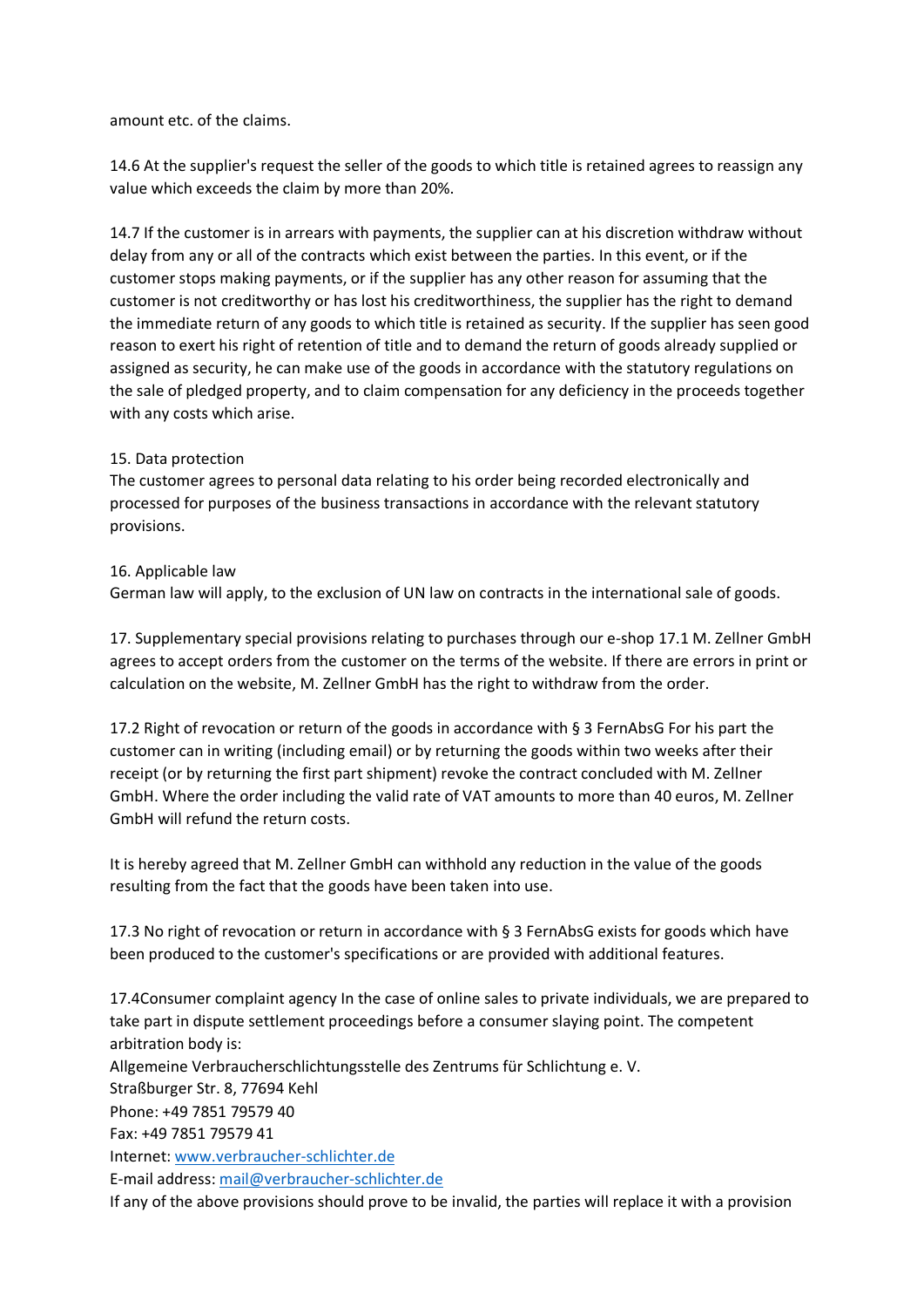amount etc. of the claims.

14.6 At the supplier's request the seller of the goods to which title is retained agrees to reassign any value which exceeds the claim by more than 20%.

14.7 If the customer is in arrears with payments, the supplier can at his discretion withdraw without delay from any or all of the contracts which exist between the parties. In this event, or if the customer stops making payments, or if the supplier has any other reason for assuming that the customer is not creditworthy or has lost his creditworthiness, the supplier has the right to demand the immediate return of any goods to which title is retained as security. If the supplier has seen good reason to exert his right of retention of title and to demand the return of goods already supplied or assigned as security, he can make use of the goods in accordance with the statutory regulations on the sale of pledged property, and to claim compensation for any deficiency in the proceeds together with any costs which arise.

15. Data protection
The customer agrees to personal data relating to his order being recorded electronically and processed for purposes of the business transactions in accordance with the relevant statutory provisions.

16. Applicable law
German law will apply, to the exclusion of UN law on contracts in the international sale of goods.

17. Supplementary special provisions relating to purchases through our e-shop 17.1 M. Zellner GmbH agrees to accept orders from the customer on the terms of the website. If there are errors in print or calculation on the website, M. Zellner GmbH has the right to withdraw from the order.

17.2 Right of revocation or return of the goods in accordance with § 3 FernAbsG For his part the customer can in writing (including email) or by returning the goods within two weeks after their receipt (or by returning the first part shipment) revoke the contract concluded with M. Zellner GmbH. Where the order including the valid rate of VAT amounts to more than 40 euros, M. Zellner GmbH will refund the return costs.

It is hereby agreed that M. Zellner GmbH can withhold any reduction in the value of the goods resulting from the fact that the goods have been taken into use.

17.3 No right of revocation or return in accordance with § 3 FernAbsG exists for goods which have been produced to the customer's specifications or are provided with additional features.

17.4Consumer complaint agency In the case of online sales to private individuals, we are prepared to take part in dispute settlement proceedings before a consumer slaying point. The competent arbitration body is:
Allgemeine Verbraucherschlichtungsstelle des Zentrums für Schlichtung e. V.
Straßburger Str. 8, 77694 Kehl
Phone: +49 7851 79579 40
Fax: +49 7851 79579 41
Internet: www.verbraucher-schlichter.de
E-mail address: mail@verbraucher-schlichter.de
If any of the above provisions should prove to be invalid, the parties will replace it with a provision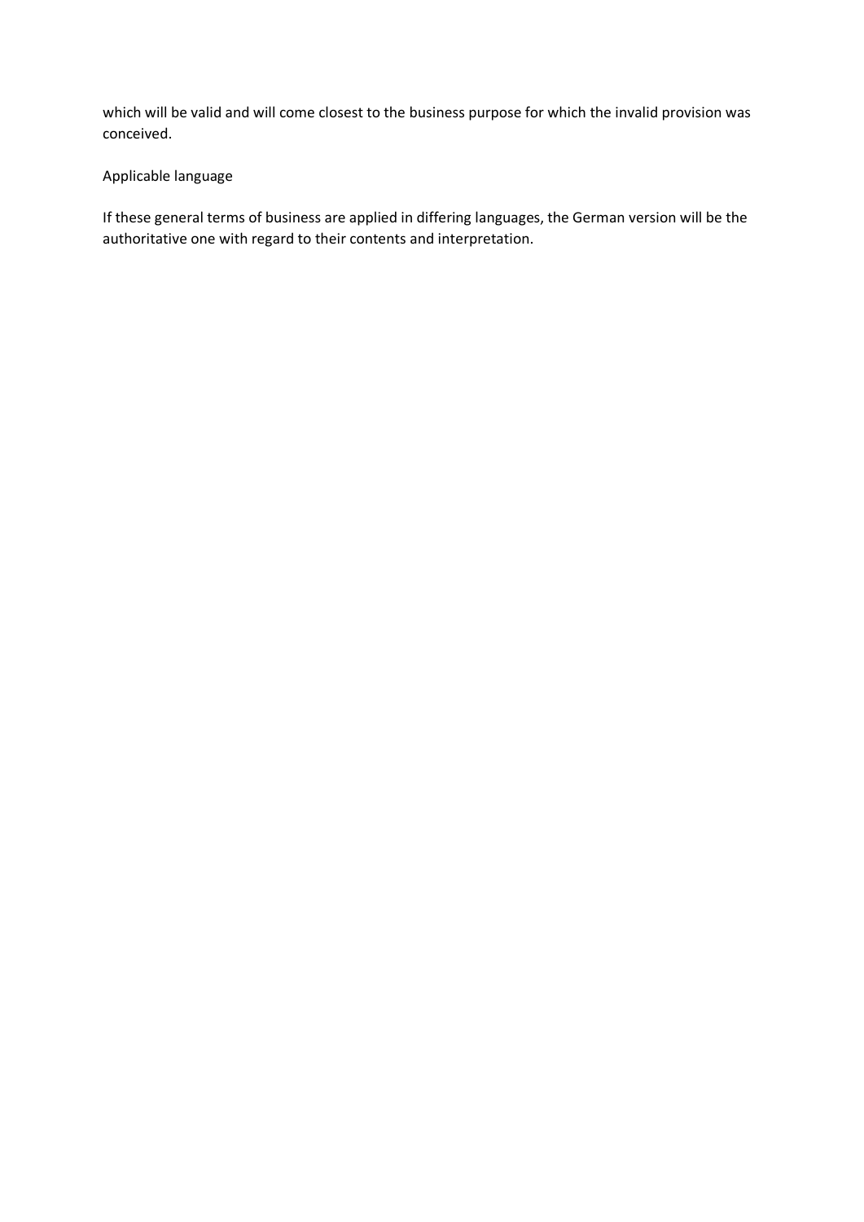which will be valid and will come closest to the business purpose for which the invalid provision was conceived.

## Applicable language

If these general terms of business are applied in differing languages, the German version will be the authoritative one with regard to their contents and interpretation.